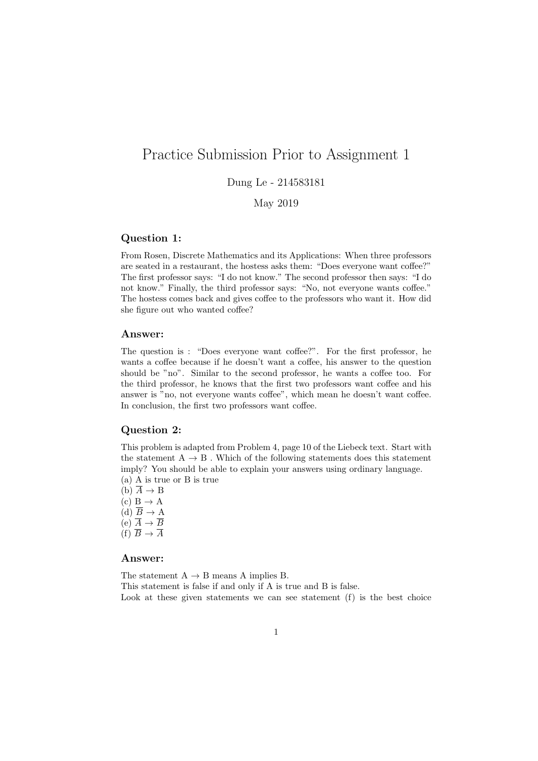# Practice Submission Prior to Assignment 1

Dung Le - 214583181

May 2019

### Question 1:

From Rosen, Discrete Mathematics and its Applications: When three professors are seated in a restaurant, the hostess asks them: "Does everyone want coffee?" The first professor says: "I do not know." The second professor then says: "I do not know." Finally, the third professor says: "No, not everyone wants coffee." The hostess comes back and gives coffee to the professors who want it. How did she figure out who wanted coffee?

### Answer:

The question is : "Does everyone want coffee?". For the first professor, he wants a coffee because if he doesn't want a coffee, his answer to the question should be "no". Similar to the second professor, he wants a coffee too. For the third professor, he knows that the first two professors want coffee and his answer is "no, not everyone wants coffee", which mean he doesn't want coffee. In conclusion, the first two professors want coffee.

### Question 2:

This problem is adapted from Problem 4, page 10 of the Liebeck text. Start with the statement A $\rightarrow$ B . Which of the following statements does this statement imply? You should be able to explain your answers using ordinary language.

(a) A is true or B is true
(b) $\overline{A} \rightarrow$ B
(c) B $\rightarrow$ A
(d) $\overline{B} \rightarrow$ A
(e) $\overline{A} \rightarrow \overline{B}$
(f) $\overline{B} \rightarrow \overline{A}$

### Answer:

The statement A $\rightarrow$ B means A implies B.
This statement is false if and only if A is true and B is false.
Look at these given statements we can see statement (f) is the best choice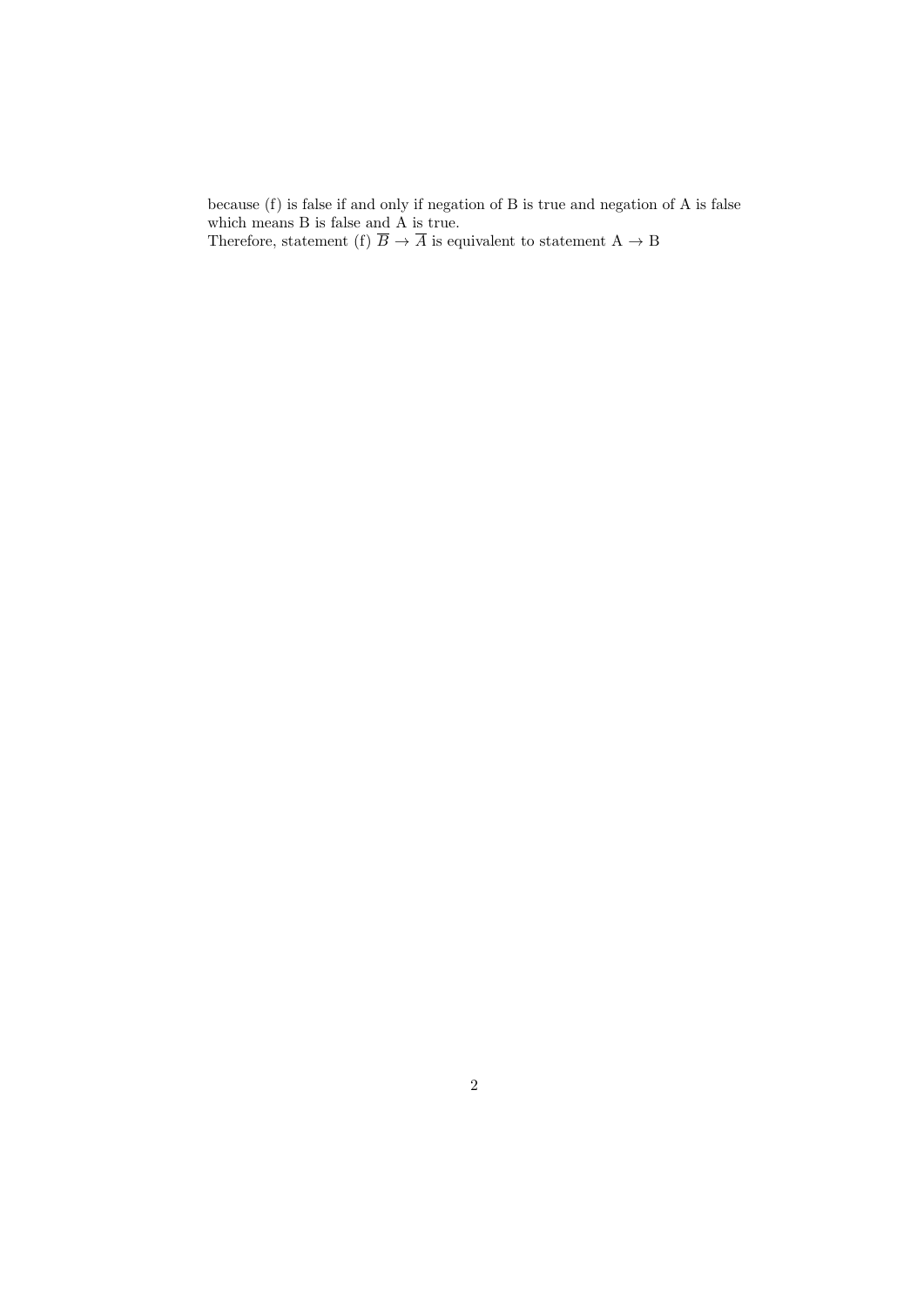because (f) is false if and only if negation of B is true and negation of A is false which means B is false and A is true.
Therefore, statement (f) $\overline{B} \rightarrow \overline{A}$ is equivalent to statement A $\rightarrow$ B